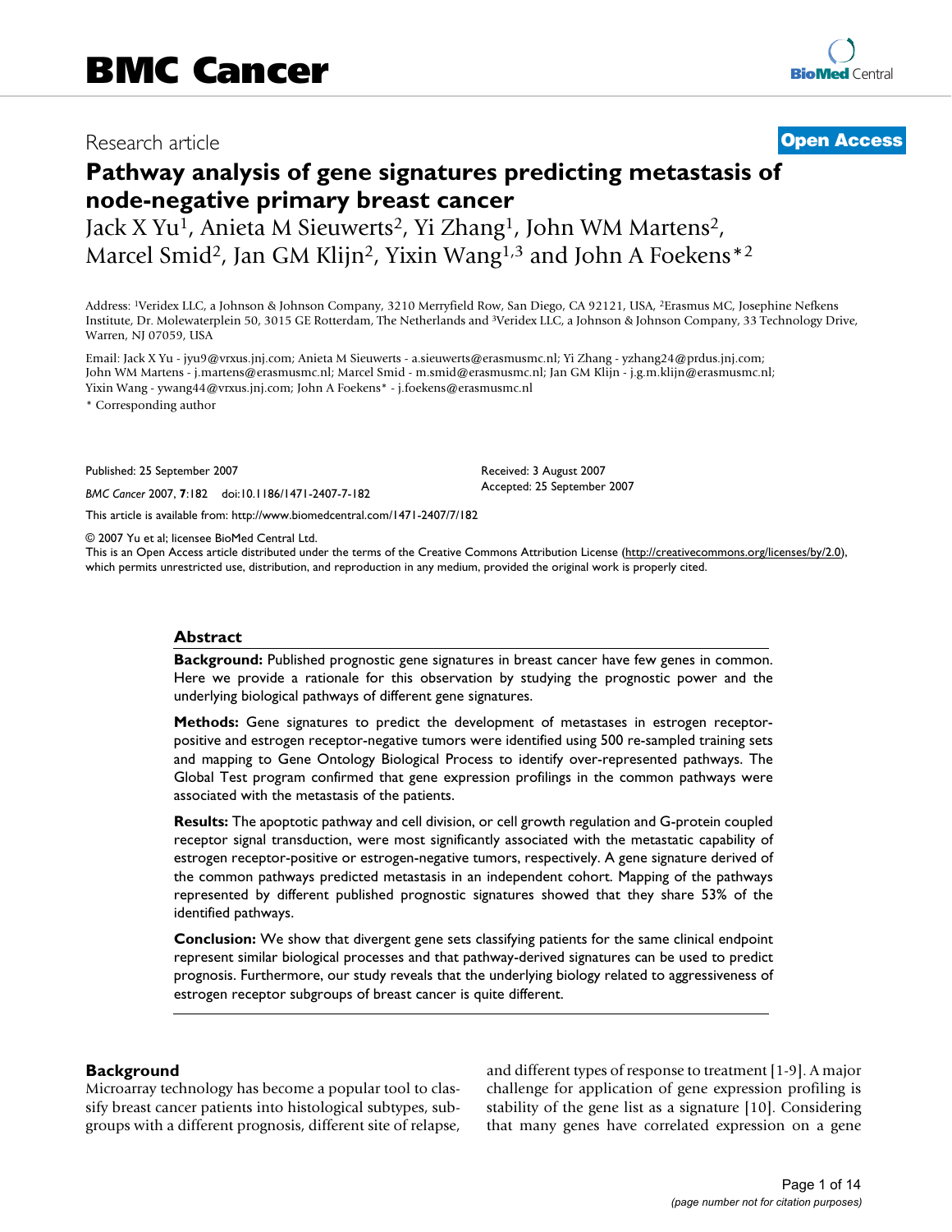BMC Cancer

Research article

Open Access

# Pathway analysis of gene signatures predicting metastasis of node-negative primary breast cancer

Jack X Yu[1], Anieta M Sieuwerts[2], Yi Zhang[1], John WM Martens[2], Marcel Smid[2], Jan GM Klijn[2], Yixin Wang[1,3] and John A Foekens*[2]

Address: [1]Veridex LLC, a Johnson & Johnson Company, 3210 Merryfield Row, San Diego, CA 92121, USA, [2]Erasmus MC, Josephine Nefkens Institute, Dr. Molewaterplein 50, 3015 GE Rotterdam, The Netherlands and [3]Veridex LLC, a Johnson & Johnson Company, 33 Technology Drive, Warren, NJ 07059, USA

Email: Jack X Yu - jyu9@vrxus.jnj.com; Anieta M Sieuwerts - a.sieuwerts@erasmusmc.nl; Yi Zhang - yzhang24@prdus.jnj.com; John WM Martens - j.martens@erasmusmc.nl; Marcel Smid - m.smid@erasmusmc.nl; Jan GM Klijn - j.g.m.klijn@erasmusmc.nl; Yixin Wang - ywang44@vrxus.jnj.com; John A Foekens* - j.foekens@erasmusmc.nl

\* Corresponding author

Published: 25 September 2007

*BMC Cancer* 2007, **7**:182 doi:10.1186/1471-2407-7-182

Received: 3 August 2007
Accepted: 25 September 2007

This article is available from: http://www.biomedcentral.com/1471-2407/7/182

© 2007 Yu et al; licensee BioMed Central Ltd.
This is an Open Access article distributed under the terms of the Creative Commons Attribution License (http://creativecommons.org/licenses/by/2.0), which permits unrestricted use, distribution, and reproduction in any medium, provided the original work is properly cited.

## Abstract

**Background:** Published prognostic gene signatures in breast cancer have few genes in common. Here we provide a rationale for this observation by studying the prognostic power and the underlying biological pathways of different gene signatures.

**Methods:** Gene signatures to predict the development of metastases in estrogen receptor-positive and estrogen receptor-negative tumors were identified using 500 re-sampled training sets and mapping to Gene Ontology Biological Process to identify over-represented pathways. The Global Test program confirmed that gene expression profilings in the common pathways were associated with the metastasis of the patients.

**Results:** The apoptotic pathway and cell division, or cell growth regulation and G-protein coupled receptor signal transduction, were most significantly associated with the metastatic capability of estrogen receptor-positive or estrogen-negative tumors, respectively. A gene signature derived of the common pathways predicted metastasis in an independent cohort. Mapping of the pathways represented by different published prognostic signatures showed that they share 53% of the identified pathways.

**Conclusion:** We show that divergent gene sets classifying patients for the same clinical endpoint represent similar biological processes and that pathway-derived signatures can be used to predict prognosis. Furthermore, our study reveals that the underlying biology related to aggressiveness of estrogen receptor subgroups of breast cancer is quite different.

## Background

Microarray technology has become a popular tool to classify breast cancer patients into histological subtypes, subgroups with a different prognosis, different site of relapse, and different types of response to treatment [1-9]. A major challenge for application of gene expression profiling is stability of the gene list as a signature [10]. Considering that many genes have correlated expression on a gene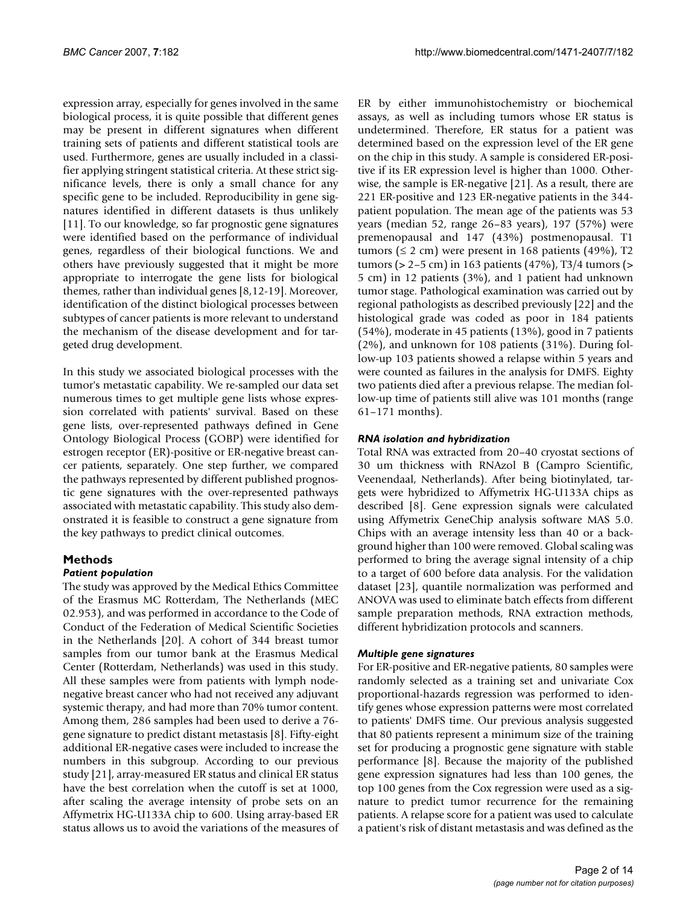expression array, especially for genes involved in the same biological process, it is quite possible that different genes may be present in different signatures when different training sets of patients and different statistical tools are used. Furthermore, genes are usually included in a classifier applying stringent statistical criteria. At these strict significance levels, there is only a small chance for any specific gene to be included. Reproducibility in gene signatures identified in different datasets is thus unlikely [11]. To our knowledge, so far prognostic gene signatures were identified based on the performance of individual genes, regardless of their biological functions. We and others have previously suggested that it might be more appropriate to interrogate the gene lists for biological themes, rather than individual genes [8,12-19]. Moreover, identification of the distinct biological processes between subtypes of cancer patients is more relevant to understand the mechanism of the disease development and for targeted drug development.

In this study we associated biological processes with the tumor's metastatic capability. We re-sampled our data set numerous times to get multiple gene lists whose expression correlated with patients' survival. Based on these gene lists, over-represented pathways defined in Gene Ontology Biological Process (GOBP) were identified for estrogen receptor (ER)-positive or ER-negative breast cancer patients, separately. One step further, we compared the pathways represented by different published prognostic gene signatures with the over-represented pathways associated with metastatic capability. This study also demonstrated it is feasible to construct a gene signature from the key pathways to predict clinical outcomes.

## Methods

### *Patient population*

The study was approved by the Medical Ethics Committee of the Erasmus MC Rotterdam, The Netherlands (MEC 02.953), and was performed in accordance to the Code of Conduct of the Federation of Medical Scientific Societies in the Netherlands [20]. A cohort of 344 breast tumor samples from our tumor bank at the Erasmus Medical Center (Rotterdam, Netherlands) was used in this study. All these samples were from patients with lymph node-negative breast cancer who had not received any adjuvant systemic therapy, and had more than 70% tumor content. Among them, 286 samples had been used to derive a 76-gene signature to predict distant metastasis [8]. Fifty-eight additional ER-negative cases were included to increase the numbers in this subgroup. According to our previous study [21], array-measured ER status and clinical ER status have the best correlation when the cutoff is set at 1000, after scaling the average intensity of probe sets on an Affymetrix HG-U133A chip to 600. Using array-based ER status allows us to avoid the variations of the measures of ER by either immunohistochemistry or biochemical assays, as well as including tumors whose ER status is undetermined. Therefore, ER status for a patient was determined based on the expression level of the ER gene on the chip in this study. A sample is considered ER-positive if its ER expression level is higher than 1000. Otherwise, the sample is ER-negative [21]. As a result, there are 221 ER-positive and 123 ER-negative patients in the 344-patient population. The mean age of the patients was 53 years (median 52, range 26–83 years), 197 (57%) were premenopausal and 147 (43%) postmenopausal. T1 tumors ($\leq$ 2 cm) were present in 168 patients (49%), T2 tumors (> 2–5 cm) in 163 patients (47%), T3/4 tumors (> 5 cm) in 12 patients (3%), and 1 patient had unknown tumor stage. Pathological examination was carried out by regional pathologists as described previously [22] and the histological grade was coded as poor in 184 patients (54%), moderate in 45 patients (13%), good in 7 patients (2%), and unknown for 108 patients (31%). During follow-up 103 patients showed a relapse within 5 years and were counted as failures in the analysis for DMFS. Eighty two patients died after a previous relapse. The median follow-up time of patients still alive was 101 months (range 61–171 months).

### *RNA isolation and hybridization*

Total RNA was extracted from 20–40 cryostat sections of 30 um thickness with RNAzol B (Campro Scientific, Veenendaal, Netherlands). After being biotinylated, targets were hybridized to Affymetrix HG-U133A chips as described [8]. Gene expression signals were calculated using Affymetrix GeneChip analysis software MAS 5.0. Chips with an average intensity less than 40 or a background higher than 100 were removed. Global scaling was performed to bring the average signal intensity of a chip to a target of 600 before data analysis. For the validation dataset [23], quantile normalization was performed and ANOVA was used to eliminate batch effects from different sample preparation methods, RNA extraction methods, different hybridization protocols and scanners.

### *Multiple gene signatures*

For ER-positive and ER-negative patients, 80 samples were randomly selected as a training set and univariate Cox proportional-hazards regression was performed to identify genes whose expression patterns were most correlated to patients' DMFS time. Our previous analysis suggested that 80 patients represent a minimum size of the training set for producing a prognostic gene signature with stable performance [8]. Because the majority of the published gene expression signatures had less than 100 genes, the top 100 genes from the Cox regression were used as a signature to predict tumor recurrence for the remaining patients. A relapse score for a patient was used to calculate a patient's risk of distant metastasis and was defined as the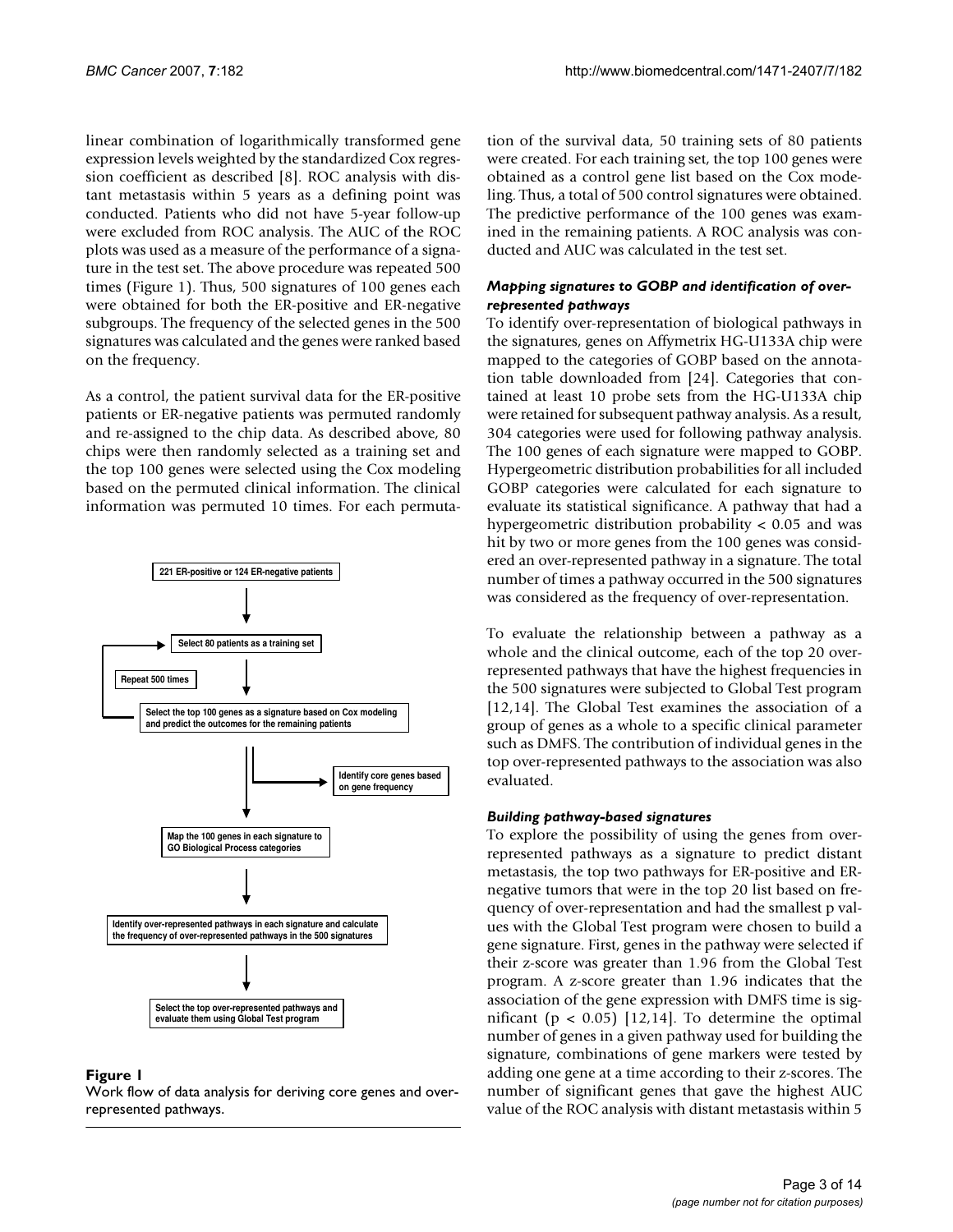linear combination of logarithmically transformed gene expression levels weighted by the standardized Cox regression coefficient as described [8]. ROC analysis with distant metastasis within 5 years as a defining point was conducted. Patients who did not have 5-year follow-up were excluded from ROC analysis. The AUC of the ROC plots was used as a measure of the performance of a signature in the test set. The above procedure was repeated 500 times (Figure 1). Thus, 500 signatures of 100 genes each were obtained for both the ER-positive and ER-negative subgroups. The frequency of the selected genes in the 500 signatures was calculated and the genes were ranked based on the frequency.

As a control, the patient survival data for the ER-positive patients or ER-negative patients was permuted randomly and re-assigned to the chip data. As described above, 80 chips were then randomly selected as a training set and the top 100 genes were selected using the Cox modeling based on the permuted clinical information. The clinical information was permuted 10 times. For each permutation of the survival data, 50 training sets of 80 patients were created. For each training set, the top 100 genes were obtained as a control gene list based on the Cox modeling. Thus, a total of 500 control signatures were obtained. The predictive performance of the 100 genes was examined in the remaining patients. A ROC analysis was conducted and AUC was calculated in the test set.

221 ER-positive or 124 ER-negative patients

Select 80 patients as a training set

Repeat 500 times

Select the top 100 genes as a signature based on Cox modeling and predict the outcomes for the remaining patients

Identify core genes based on gene frequency

Map the 100 genes in each signature to GO Biological Process categories

Identify over-represented pathways in each signature and calculate the frequency of over-represented pathways in the 500 signatures

Select the top over-represented pathways and evaluate them using Global Test program

**Figure 1**
Work flow of data analysis for deriving core genes and over-represented pathways.

### *Mapping signatures to GOBP and identification of over-represented pathways*

To identify over-representation of biological pathways in the signatures, genes on Affymetrix HG-U133A chip were mapped to the categories of GOBP based on the annotation table downloaded from [24]. Categories that contained at least 10 probe sets from the HG-U133A chip were retained for subsequent pathway analysis. As a result, 304 categories were used for following pathway analysis. The 100 genes of each signature were mapped to GOBP. Hypergeometric distribution probabilities for all included GOBP categories were calculated for each signature to evaluate its statistical significance. A pathway that had a hypergeometric distribution probability $< 0.05$ and was hit by two or more genes from the 100 genes was considered an over-represented pathway in a signature. The total number of times a pathway occurred in the 500 signatures was considered as the frequency of over-representation.

To evaluate the relationship between a pathway as a whole and the clinical outcome, each of the top 20 over-represented pathways that have the highest frequencies in the 500 signatures were subjected to Global Test program [12,14]. The Global Test examines the association of a group of genes as a whole to a specific clinical parameter such as DMFS. The contribution of individual genes in the top over-represented pathways to the association was also evaluated.

### *Building pathway-based signatures*

To explore the possibility of using the genes from over-represented pathways as a signature to predict distant metastasis, the top two pathways for ER-positive and ER-negative tumors that were in the top 20 list based on frequency of over-representation and had the smallest p values with the Global Test program were chosen to build a gene signature. First, genes in the pathway were selected if their z-score was greater than 1.96 from the Global Test program. A z-score greater than 1.96 indicates that the association of the gene expression with DMFS time is significant ($p < 0.05$) [12,14]. To determine the optimal number of genes in a given pathway used for building the signature, combinations of gene markers were tested by adding one gene at a time according to their z-scores. The number of significant genes that gave the highest AUC value of the ROC analysis with distant metastasis within 5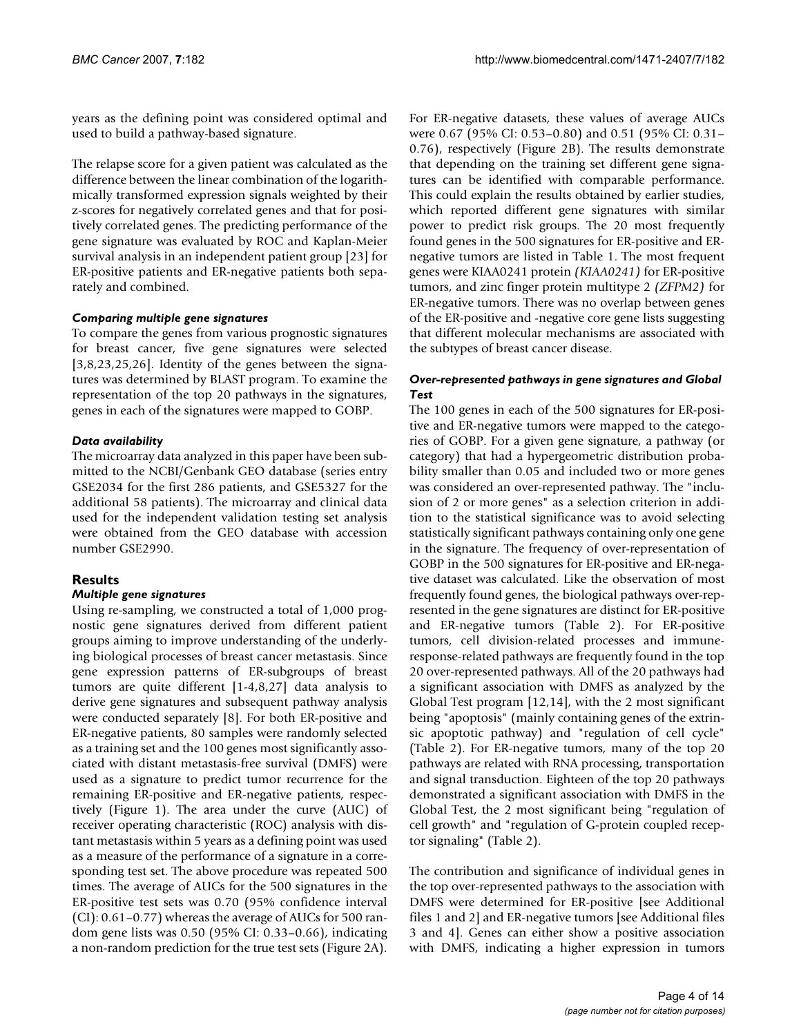years as the defining point was considered optimal and used to build a pathway-based signature.

The relapse score for a given patient was calculated as the difference between the linear combination of the logarithmically transformed expression signals weighted by their z-scores for negatively correlated genes and that for positively correlated genes. The predicting performance of the gene signature was evaluated by ROC and Kaplan-Meier survival analysis in an independent patient group [23] for ER-positive patients and ER-negative patients both separately and combined.

### *Comparing multiple gene signatures*

To compare the genes from various prognostic signatures for breast cancer, five gene signatures were selected [3,8,23,25,26]. Identity of the genes between the signatures was determined by BLAST program. To examine the representation of the top 20 pathways in the signatures, genes in each of the signatures were mapped to GOBP.

### *Data availability*

The microarray data analyzed in this paper have been submitted to the NCBI/Genbank GEO database (series entry GSE2034 for the first 286 patients, and GSE5327 for the additional 58 patients). The microarray and clinical data used for the independent validation testing set analysis were obtained from the GEO database with accession number GSE2990.

## Results

### *Multiple gene signatures*

Using re-sampling, we constructed a total of 1,000 prognostic gene signatures derived from different patient groups aiming to improve understanding of the underlying biological processes of breast cancer metastasis. Since gene expression patterns of ER-subgroups of breast tumors are quite different [1-4,8,27] data analysis to derive gene signatures and subsequent pathway analysis were conducted separately [8]. For both ER-positive and ER-negative patients, 80 samples were randomly selected as a training set and the 100 genes most significantly associated with distant metastasis-free survival (DMFS) were used as a signature to predict tumor recurrence for the remaining ER-positive and ER-negative patients, respectively (Figure 1). The area under the curve (AUC) of receiver operating characteristic (ROC) analysis with distant metastasis within 5 years as a defining point was used as a measure of the performance of a signature in a corresponding test set. The above procedure was repeated 500 times. The average of AUCs for the 500 signatures in the ER-positive test sets was 0.70 (95% confidence interval (CI): 0.61–0.77) whereas the average of AUCs for 500 random gene lists was 0.50 (95% CI: 0.33–0.66), indicating a non-random prediction for the true test sets (Figure 2A). For ER-negative datasets, these values of average AUCs were 0.67 (95% CI: 0.53–0.80) and 0.51 (95% CI: 0.31–0.76), respectively (Figure 2B). The results demonstrate that depending on the training set different gene signatures can be identified with comparable performance. This could explain the results obtained by earlier studies, which reported different gene signatures with similar power to predict risk groups. The 20 most frequently found genes in the 500 signatures for ER-positive and ER-negative tumors are listed in Table 1. The most frequent genes were KIAA0241 protein *(KIAA0241)* for ER-positive tumors, and zinc finger protein multitype 2 *(ZFPM2)* for ER-negative tumors. There was no overlap between genes of the ER-positive and -negative core gene lists suggesting that different molecular mechanisms are associated with the subtypes of breast cancer disease.

### *Over-represented pathways in gene signatures and Global Test*

The 100 genes in each of the 500 signatures for ER-positive and ER-negative tumors were mapped to the categories of GOBP. For a given gene signature, a pathway (or category) that had a hypergeometric distribution probability smaller than 0.05 and included two or more genes was considered an over-represented pathway. The "inclusion of 2 or more genes" as a selection criterion in addition to the statistical significance was to avoid selecting statistically significant pathways containing only one gene in the signature. The frequency of over-representation of GOBP in the 500 signatures for ER-positive and ER-negative dataset was calculated. Like the observation of most frequently found genes, the biological pathways over-represented in the gene signatures are distinct for ER-positive and ER-negative tumors (Table 2). For ER-positive tumors, cell division-related processes and immune-response-related pathways are frequently found in the top 20 over-represented pathways. All of the 20 pathways had a significant association with DMFS as analyzed by the Global Test program [12,14], with the 2 most significant being "apoptosis" (mainly containing genes of the extrinsic apoptotic pathway) and "regulation of cell cycle" (Table 2). For ER-negative tumors, many of the top 20 pathways are related with RNA processing, transportation and signal transduction. Eighteen of the top 20 pathways demonstrated a significant association with DMFS in the Global Test, the 2 most significant being "regulation of cell growth" and "regulation of G-protein coupled receptor signaling" (Table 2).

The contribution and significance of individual genes in the top over-represented pathways to the association with DMFS were determined for ER-positive [see Additional files 1 and 2] and ER-negative tumors [see Additional files 3 and 4]. Genes can either show a positive association with DMFS, indicating a higher expression in tumors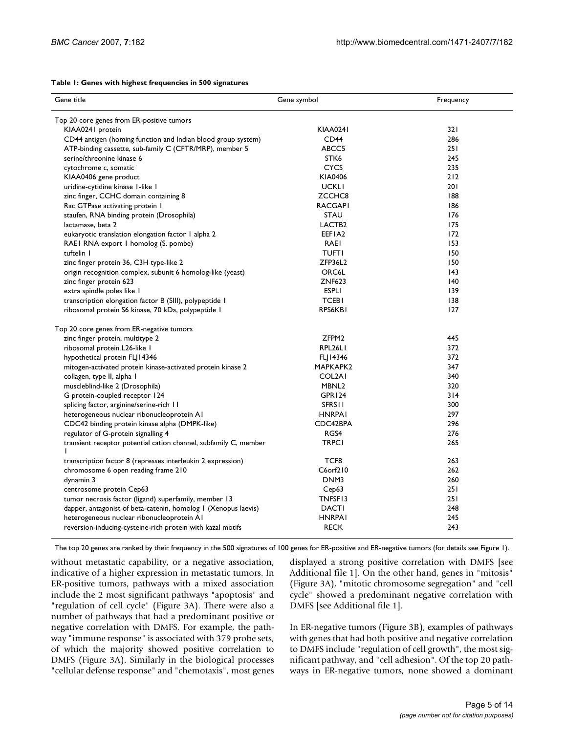**Table 1: Genes with highest frequencies in 500 signatures**

| Gene title | Gene symbol | Frequency |
| --- | --- | --- |
| Top 20 core genes from ER-positive tumors | | |
| KIAA0241 protein | KIAA0241 | 321 |
| CD44 antigen (homing function and Indian blood group system) | CD44 | 286 |
| ATP-binding cassette, sub-family C (CFTR/MRP), member 5 | ABCC5 | 251 |
| serine/threonine kinase 6 | STK6 | 245 |
| cytochrome c, somatic | CYCS | 235 |
| KIAA0406 gene product | KIA0406 | 212 |
| uridine-cytidine kinase 1-like 1 | UCKL1 | 201 |
| zinc finger, CCHC domain containing 8 | ZCCHC8 | 188 |
| Rac GTPase activating protein 1 | RACGAP1 | 186 |
| staufen, RNA binding protein (Drosophila) | STAU | 176 |
| lactamase, beta 2 | LACTB2 | 175 |
| eukaryotic translation elongation factor 1 alpha 2 | EEF1A2 | 172 |
| RAE1 RNA export 1 homolog (S. pombe) | RAE1 | 153 |
| tuftelin 1 | TUFT1 | 150 |
| zinc finger protein 36, C3H type-like 2 | ZFP36L2 | 150 |
| origin recognition complex, subunit 6 homolog-like (yeast) | ORC6L | 143 |
| zinc finger protein 623 | ZNF623 | 140 |
| extra spindle poles like 1 | ESPL1 | 139 |
| transcription elongation factor B (SIII), polypeptide 1 | TCEB1 | 138 |
| ribosomal protein S6 kinase, 70 kDa, polypeptide 1 | RPS6KB1 | 127 |
| Top 20 core genes from ER-negative tumors | | |
| zinc finger protein, multitype 2 | ZFPM2 | 445 |
| ribosomal protein L26-like 1 | RPL26L1 | 372 |
| hypothetical protein FLJ14346 | FLJ14346 | 372 |
| mitogen-activated protein kinase-activated protein kinase 2 | MAPKAPK2 | 347 |
| collagen, type II, alpha 1 | COL2A1 | 340 |
| muscleblind-like 2 (Drosophila) | MBNL2 | 320 |
| G protein-coupled receptor 124 | GPR124 | 314 |
| splicing factor, arginine/serine-rich 11 | SFRS11 | 300 |
| heterogeneous nuclear ribonucleoprotein A1 | HNRPA1 | 297 |
| CDC42 binding protein kinase alpha (DMPK-like) | CDC42BPA | 296 |
| regulator of G-protein signalling 4 | RGS4 | 276 |
| transient receptor potential cation channel, subfamily C, member 1 | TRPC1 | 265 |
| transcription factor 8 (represses interleukin 2 expression) | TCF8 | 263 |
| chromosome 6 open reading frame 210 | C6orf210 | 262 |
| dynamin 3 | DNM3 | 260 |
| centrosome protein Cep63 | Cep63 | 251 |
| tumor necrosis factor (ligand) superfamily, member 13 | TNFSF13 | 251 |
| dapper, antagonist of beta-catenin, homolog 1 (Xenopus laevis) | DACT1 | 248 |
| heterogeneous nuclear ribonucleoprotein A1 | HNRPA1 | 245 |
| reversion-inducing-cysteine-rich protein with kazal motifs | RECK | 243 |

The top 20 genes are ranked by their frequency in the 500 signatures of 100 genes for ER-positive and ER-negative tumors (for details see Figure 1).

without metastatic capability, or a negative association, indicative of a higher expression in metastatic tumors. In ER-positive tumors, pathways with a mixed association include the 2 most significant pathways "apoptosis" and "regulation of cell cycle" (Figure 3A). There were also a number of pathways that had a predominant positive or negative correlation with DMFS. For example, the pathway "immune response" is associated with 379 probe sets, of which the majority showed positive correlation to DMFS (Figure 3A). Similarly in the biological processes "cellular defense response" and "chemotaxis", most genes displayed a strong positive correlation with DMFS [see Additional file 1]. On the other hand, genes in "mitosis" (Figure 3A), "mitotic chromosome segregation" and "cell cycle" showed a predominant negative correlation with DMFS [see Additional file 1].

In ER-negative tumors (Figure 3B), examples of pathways with genes that had both positive and negative correlation to DMFS include "regulation of cell growth", the most significant pathway, and "cell adhesion". Of the top 20 pathways in ER-negative tumors, none showed a dominant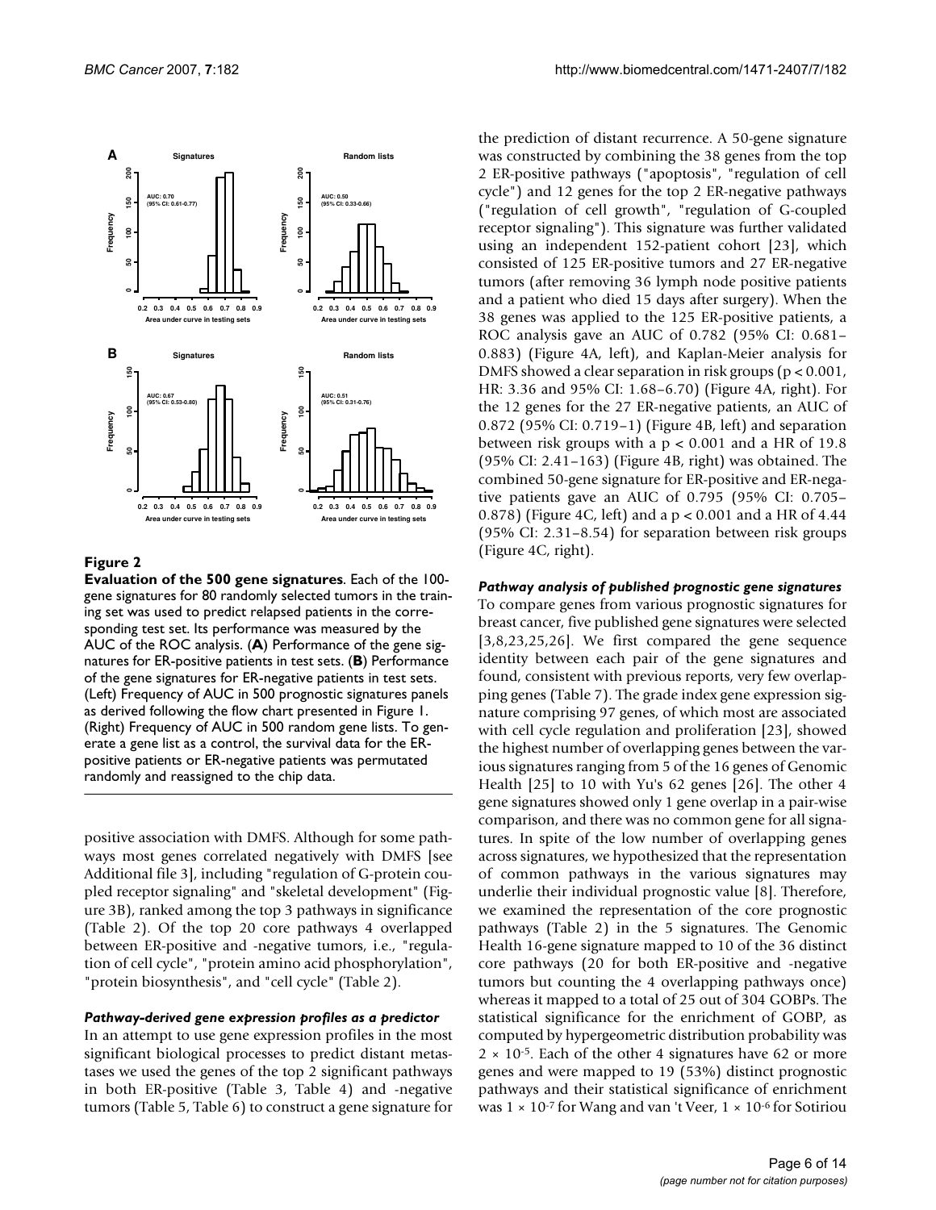**Figure 2**

**Evaluation of the 500 gene signatures**. Each of the 100-gene signatures for 80 randomly selected tumors in the training set was used to predict relapsed patients in the corresponding test set. Its performance was measured by the AUC of the ROC analysis. (**A**) Performance of the gene signatures for ER-positive patients in test sets. (**B**) Performance of the gene signatures for ER-negative patients in test sets. (Left) Frequency of AUC in 500 prognostic signatures panels as derived following the flow chart presented in Figure 1. (Right) Frequency of AUC in 500 random gene lists. To generate a gene list as a control, the survival data for the ER-positive patients or ER-negative patients was permutated randomly and reassigned to the chip data.

positive association with DMFS. Although for some pathways most genes correlated negatively with DMFS [see Additional file 3], including "regulation of G-protein coupled receptor signaling" and "skeletal development" (Figure 3B), ranked among the top 3 pathways in significance (Table 2). Of the top 20 core pathways 4 overlapped between ER-positive and -negative tumors, i.e., "regulation of cell cycle", "protein amino acid phosphorylation", "protein biosynthesis", and "cell cycle" (Table 2).

### *Pathway-derived gene expression profiles as a predictor*

In an attempt to use gene expression profiles in the most significant biological processes to predict distant metastases we used the genes of the top 2 significant pathways in both ER-positive (Table 3, Table 4) and -negative tumors (Table 5, Table 6) to construct a gene signature for the prediction of distant recurrence. A 50-gene signature was constructed by combining the 38 genes from the top 2 ER-positive pathways ("apoptosis", "regulation of cell cycle") and 12 genes for the top 2 ER-negative pathways ("regulation of cell growth", "regulation of G-coupled receptor signaling"). This signature was further validated using an independent 152-patient cohort [23], which consisted of 125 ER-positive tumors and 27 ER-negative tumors (after removing 36 lymph node positive patients and a patient who died 15 days after surgery). When the 38 genes was applied to the 125 ER-positive patients, a ROC analysis gave an AUC of 0.782 (95% CI: 0.681–0.883) (Figure 4A, left), and Kaplan-Meier analysis for DMFS showed a clear separation in risk groups ($p < 0.001$, HR: 3.36 and 95% CI: 1.68–6.70) (Figure 4A, right). For the 12 genes for the 27 ER-negative patients, an AUC of 0.872 (95% CI: 0.719–1) (Figure 4B, left) and separation between risk groups with a $p < 0.001$ and a HR of 19.8 (95% CI: 2.41–163) (Figure 4B, right) was obtained. The combined 50-gene signature for ER-positive and ER-negative patients gave an AUC of 0.795 (95% CI: 0.705–0.878) (Figure 4C, left) and a $p < 0.001$ and a HR of 4.44 (95% CI: 2.31–8.54) for separation between risk groups (Figure 4C, right).

### *Pathway analysis of published prognostic gene signatures*

To compare genes from various prognostic signatures for breast cancer, five published gene signatures were selected [3,8,23,25,26]. We first compared the gene sequence identity between each pair of the gene signatures and found, consistent with previous reports, very few overlapping genes (Table 7). The grade index gene expression signature comprising 97 genes, of which most are associated with cell cycle regulation and proliferation [23], showed the highest number of overlapping genes between the various signatures ranging from 5 of the 16 genes of Genomic Health [25] to 10 with Yu's 62 genes [26]. The other 4 gene signatures showed only 1 gene overlap in a pair-wise comparison, and there was no common gene for all signatures. In spite of the low number of overlapping genes across signatures, we hypothesized that the representation of common pathways in the various signatures may underlie their individual prognostic value [8]. Therefore, we examined the representation of the core prognostic pathways (Table 2) in the 5 signatures. The Genomic Health 16-gene signature mapped to 10 of the 36 distinct core pathways (20 for both ER-positive and -negative tumors but counting the 4 overlapping pathways once) whereas it mapped to a total of 25 out of 304 GOBPs. The statistical significance for the enrichment of GOBP, as computed by hypergeometric distribution probability was $2 \times 10^{-5}$. Each of the other 4 signatures have 62 or more genes and were mapped to 19 (53%) distinct prognostic pathways and their statistical significance of enrichment was $1 \times 10^{-7}$ for Wang and van 't Veer, $1 \times 10^{-6}$ for Sotiriou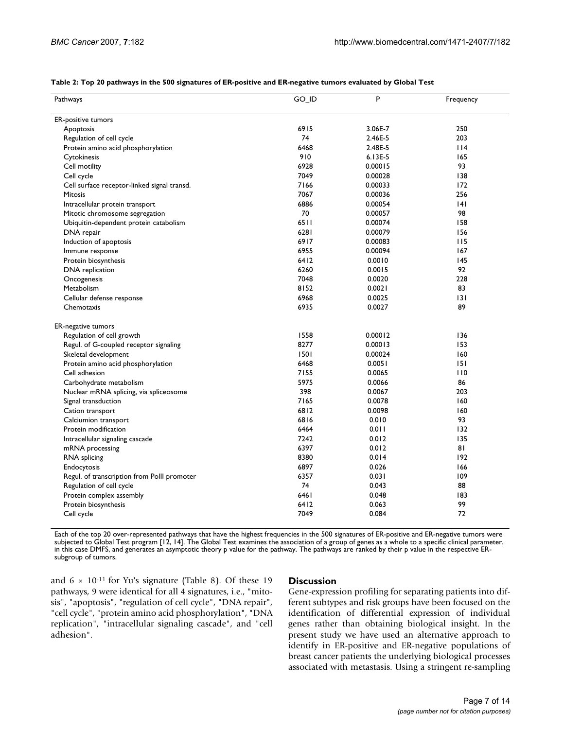**Table 2: Top 20 pathways in the 500 signatures of ER-positive and ER-negative tumors evaluated by Global Test**

| Pathways | GO_ID | P | Frequency |
|---|---|---|---|
| ER-positive tumors | | | |
| Apoptosis | 6915 | 3.06E-7 | 250 |
| Regulation of cell cycle | 74 | 2.46E-5 | 203 |
| Protein amino acid phosphorylation | 6468 | 2.48E-5 | 114 |
| Cytokinesis | 910 | 6.13E-5 | 165 |
| Cell motility | 6928 | 0.00015 | 93 |
| Cell cycle | 7049 | 0.00028 | 138 |
| Cell surface receptor-linked signal transd. | 7166 | 0.00033 | 172 |
| Mitosis | 7067 | 0.00036 | 256 |
| Intracellular protein transport | 6886 | 0.00054 | 141 |
| Mitotic chromosome segregation | 70 | 0.00057 | 98 |
| Ubiquitin-dependent protein catabolism | 6511 | 0.00074 | 158 |
| DNA repair | 6281 | 0.00079 | 156 |
| Induction of apoptosis | 6917 | 0.00083 | 115 |
| Immune response | 6955 | 0.00094 | 167 |
| Protein biosynthesis | 6412 | 0.0010 | 145 |
| DNA replication | 6260 | 0.0015 | 92 |
| Oncogenesis | 7048 | 0.0020 | 228 |
| Metabolism | 8152 | 0.0021 | 83 |
| Cellular defense response | 6968 | 0.0025 | 131 |
| Chemotaxis | 6935 | 0.0027 | 89 |
| ER-negative tumors | | | |
| Regulation of cell growth | 1558 | 0.00012 | 136 |
| Regul. of G-coupled receptor signaling | 8277 | 0.00013 | 153 |
| Skeletal development | 1501 | 0.00024 | 160 |
| Protein amino acid phosphorylation | 6468 | 0.0051 | 151 |
| Cell adhesion | 7155 | 0.0065 | 110 |
| Carbohydrate metabolism | 5975 | 0.0066 | 86 |
| Nuclear mRNA splicing, via spliceosome | 398 | 0.0067 | 203 |
| Signal transduction | 7165 | 0.0078 | 160 |
| Cation transport | 6812 | 0.0098 | 160 |
| Calciumion transport | 6816 | 0.010 | 93 |
| Protein modification | 6464 | 0.011 | 132 |
| Intracellular signaling cascade | 7242 | 0.012 | 135 |
| mRNA processing | 6397 | 0.012 | 81 |
| RNA splicing | 8380 | 0.014 | 192 |
| Endocytosis | 6897 | 0.026 | 166 |
| Regul. of transcription from PolII promoter | 6357 | 0.031 | 109 |
| Regulation of cell cycle | 74 | 0.043 | 88 |
| Protein complex assembly | 6461 | 0.048 | 183 |
| Protein biosynthesis | 6412 | 0.063 | 99 |
| Cell cycle | 7049 | 0.084 | 72 |

Each of the top 20 over-represented pathways that have the highest frequencies in the 500 signatures of ER-positive and ER-negative tumors were subjected to Global Test program [12, 14]. The Global Test examines the association of a group of genes as a whole to a specific clinical parameter, in this case DMFS, and generates an asymptotic theory p value for the pathway. The pathways are ranked by their p value in the respective ER-subgroup of tumors.

and $6 \times 10^{-11}$ for Yu's signature (Table 8). Of these 19 pathways, 9 were identical for all 4 signatures, i.e., "mitosis", "apoptosis", "regulation of cell cycle", "DNA repair", "cell cycle", "protein amino acid phosphorylation", "DNA replication", "intracellular signaling cascade", and "cell adhesion".

## Discussion

Gene-expression profiling for separating patients into different subtypes and risk groups have been focused on the identification of differential expression of individual genes rather than obtaining biological insight. In the present study we have used an alternative approach to identify in ER-positive and ER-negative populations of breast cancer patients the underlying biological processes associated with metastasis. Using a stringent re-sampling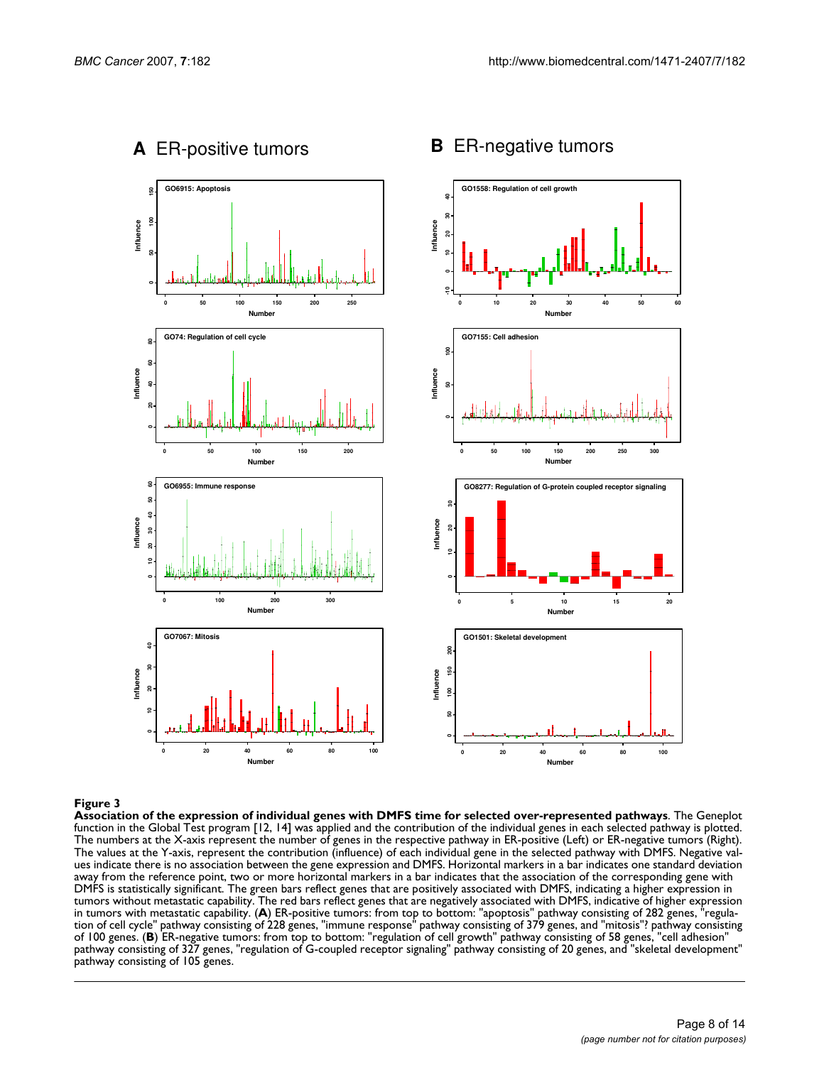**A** ER-positive tumors

**B** ER-negative tumors

**Figure 3**

**Association of the expression of individual genes with DMFS time for selected over-represented pathways**. The Geneplot function in the Global Test program [12, 14] was applied and the contribution of the individual genes in each selected pathway is plotted. The numbers at the X-axis represent the number of genes in the respective pathway in ER-positive (Left) or ER-negative tumors (Right). The values at the Y-axis, represent the contribution (influence) of each individual gene in the selected pathway with DMFS. Negative values indicate there is no association between the gene expression and DMFS. Horizontal markers in a bar indicates one standard deviation away from the reference point, two or more horizontal markers in a bar indicates that the association of the corresponding gene with DMFS is statistically significant. The green bars reflect genes that are positively associated with DMFS, indicating a higher expression in tumors without metastatic capability. The red bars reflect genes that are negatively associated with DMFS, indicative of higher expression in tumors with metastatic capability. (**A**) ER-positive tumors: from top to bottom: "apoptosis" pathway consisting of 282 genes, "regulation of cell cycle" pathway consisting of 228 genes, "immune response" pathway consisting of 379 genes, and "mitosis"? pathway consisting of 100 genes. (**B**) ER-negative tumors: from top to bottom: "regulation of cell growth" pathway consisting of 58 genes, "cell adhesion" pathway consisting of 327 genes, "regulation of G-coupled receptor signaling" pathway consisting of 20 genes, and "skeletal development" pathway consisting of 105 genes.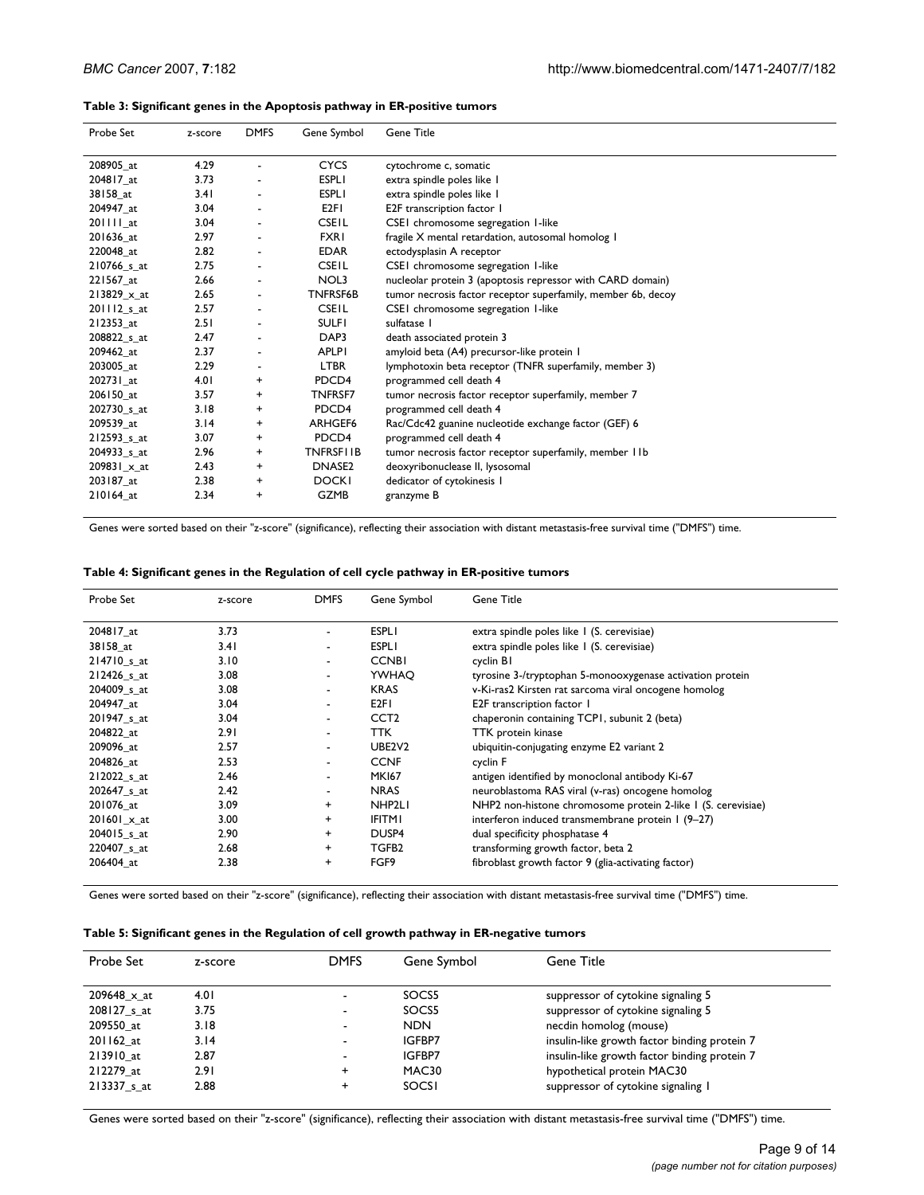**Table 3: Significant genes in the Apoptosis pathway in ER-positive tumors**

| Probe Set | z-score | DMFS | Gene Symbol | Gene Title |
|---|---|---|---|---|
| 208905_at | 4.29 | - | CYCS | cytochrome c, somatic |
| 204817_at | 3.73 | - | ESPL1 | extra spindle poles like 1 |
| 38158_at | 3.41 | - | ESPL1 | extra spindle poles like 1 |
| 204947_at | 3.04 | - | E2F1 | E2F transcription factor 1 |
| 201111_at | 3.04 | - | CSE1L | CSE1 chromosome segregation 1-like |
| 201636_at | 2.97 | - | FXR1 | fragile X mental retardation, autosomal homolog 1 |
| 220048_at | 2.82 | - | EDAR | ectodysplasin A receptor |
| 210766_s_at | 2.75 | - | CSE1L | CSE1 chromosome segregation 1-like |
| 221567_at | 2.66 | - | NOL3 | nucleolar protein 3 (apoptosis repressor with CARD domain) |
| 213829_x_at | 2.65 | - | TNFRSF6B | tumor necrosis factor receptor superfamily, member 6b, decoy |
| 201112_s_at | 2.57 | - | CSE1L | CSE1 chromosome segregation 1-like |
| 212353_at | 2.51 | - | SULF1 | sulfatase 1 |
| 208822_s_at | 2.47 | - | DAP3 | death associated protein 3 |
| 209462_at | 2.37 | - | APLP1 | amyloid beta (A4) precursor-like protein 1 |
| 203005_at | 2.29 | - | LTBR | lymphotoxin beta receptor (TNFR superfamily, member 3) |
| 202731_at | 4.01 | + | PDCD4 | programmed cell death 4 |
| 206150_at | 3.57 | + | TNFRSF7 | tumor necrosis factor receptor superfamily, member 7 |
| 202730_s_at | 3.18 | + | PDCD4 | programmed cell death 4 |
| 209539_at | 3.14 | + | ARHGEF6 | Rac/Cdc42 guanine nucleotide exchange factor (GEF) 6 |
| 212593_s_at | 3.07 | + | PDCD4 | programmed cell death 4 |
| 204933_s_at | 2.96 | + | TNFRSF11B | tumor necrosis factor receptor superfamily, member 11b |
| 209831_x_at | 2.43 | + | DNASE2 | deoxyribonuclease II, lysosomal |
| 203187_at | 2.38 | + | DOCK1 | dedicator of cytokinesis 1 |
| 210164_at | 2.34 | + | GZMB | granzyme B |

Genes were sorted based on their "z-score" (significance), reflecting their association with distant metastasis-free survival time ("DMFS") time.

**Table 4: Significant genes in the Regulation of cell cycle pathway in ER-positive tumors**

| Probe Set | z-score | DMFS | Gene Symbol | Gene Title |
|---|---|---|---|---|
| 204817_at | 3.73 | - | ESPL1 | extra spindle poles like 1 (S. cerevisiae) |
| 38158_at | 3.41 | - | ESPL1 | extra spindle poles like 1 (S. cerevisiae) |
| 214710_s_at | 3.10 | - | CCNB1 | cyclin B1 |
| 212426_s_at | 3.08 | - | YWHAQ | tyrosine 3-/tryptophan 5-monooxygenase activation protein |
| 204009_s_at | 3.08 | - | KRAS | v-Ki-ras2 Kirsten rat sarcoma viral oncogene homolog |
| 204947_at | 3.04 | - | E2F1 | E2F transcription factor 1 |
| 201947_s_at | 3.04 | - | CCT2 | chaperonin containing TCP1, subunit 2 (beta) |
| 204822_at | 2.91 | - | TTK | TTK protein kinase |
| 209096_at | 2.57 | - | UBE2V2 | ubiquitin-conjugating enzyme E2 variant 2 |
| 204826_at | 2.53 | - | CCNF | cyclin F |
| 212022_s_at | 2.46 | - | MKI67 | antigen identified by monoclonal antibody Ki-67 |
| 202647_s_at | 2.42 | - | NRAS | neuroblastoma RAS viral (v-ras) oncogene homolog |
| 201076_at | 3.09 | + | NHP2L1 | NHP2 non-histone chromosome protein 2-like 1 (S. cerevisiae) |
| 201601_x_at | 3.00 | + | IFITM1 | interferon induced transmembrane protein 1 (9–27) |
| 204015_s_at | 2.90 | + | DUSP4 | dual specificity phosphatase 4 |
| 220407_s_at | 2.68 | + | TGFB2 | transforming growth factor, beta 2 |
| 206404_at | 2.38 | + | FGF9 | fibroblast growth factor 9 (glia-activating factor) |

Genes were sorted based on their "z-score" (significance), reflecting their association with distant metastasis-free survival time ("DMFS") time.

**Table 5: Significant genes in the Regulation of cell growth pathway in ER-negative tumors**

| Probe Set | z-score | DMFS | Gene Symbol | Gene Title |
|---|---|---|---|---|
| 209648_x_at | 4.01 | - | SOCS5 | suppressor of cytokine signaling 5 |
| 208127_s_at | 3.75 | - | SOCS5 | suppressor of cytokine signaling 5 |
| 209550_at | 3.18 | - | NDN | necdin homolog (mouse) |
| 201162_at | 3.14 | - | IGFBP7 | insulin-like growth factor binding protein 7 |
| 213910_at | 2.87 | - | IGFBP7 | insulin-like growth factor binding protein 7 |
| 212279_at | 2.91 | + | MAC30 | hypothetical protein MAC30 |
| 213337_s_at | 2.88 | + | SOCS1 | suppressor of cytokine signaling 1 |

Genes were sorted based on their "z-score" (significance), reflecting their association with distant metastasis-free survival time ("DMFS") time.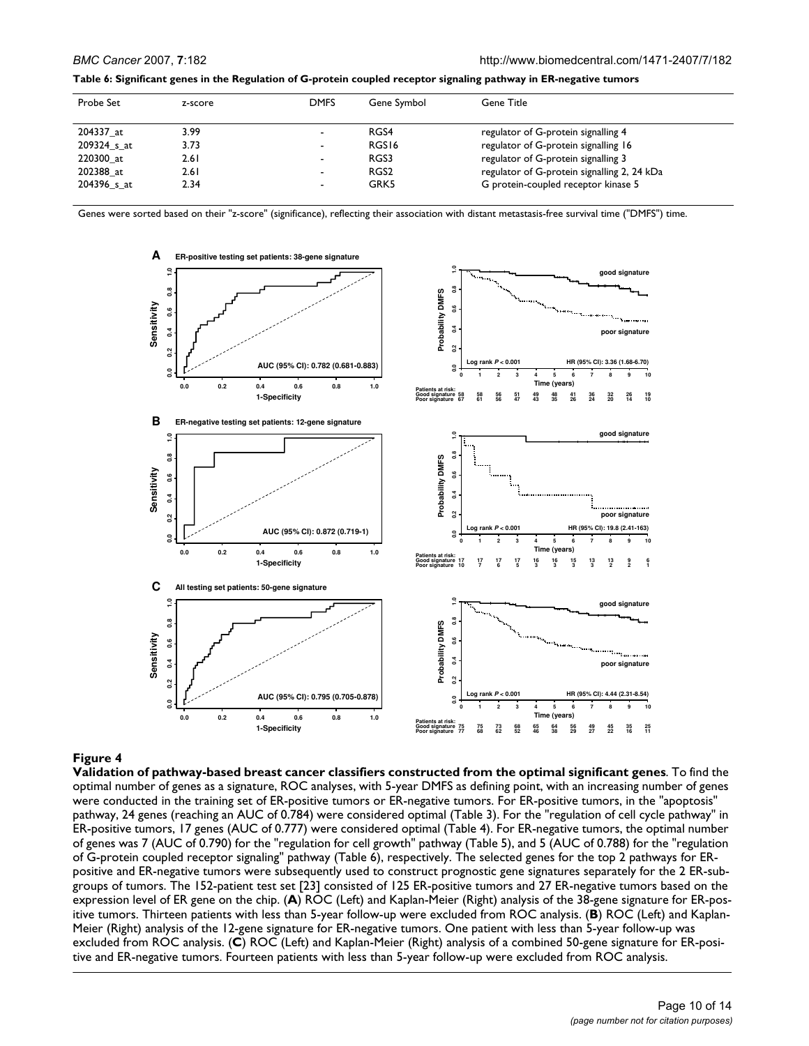**Table 6: Significant genes in the Regulation of G-protein coupled receptor signaling pathway in ER-negative tumors**

| Probe Set | z-score | DMFS | Gene Symbol | Gene Title |
| --- | --- | --- | --- | --- |
| 204337_at | 3.99 | - | RGS4 | regulator of G-protein signalling 4 |
| 209324_s_at | 3.73 | - | RGS16 | regulator of G-protein signalling 16 |
| 220300_at | 2.61 | - | RGS3 | regulator of G-protein signalling 3 |
| 202388_at | 2.61 | - | RGS2 | regulator of G-protein signalling 2, 24 kDa |
| 204396_s_at | 2.34 | - | GRK5 | G protein-coupled receptor kinase 5 |

Genes were sorted based on their "z-score" (significance), reflecting their association with distant metastasis-free survival time ("DMFS") time.

**Figure 4**

**Validation of pathway-based breast cancer classifiers constructed from the optimal significant genes**. To find the optimal number of genes as a signature, ROC analyses, with 5-year DMFS as defining point, with an increasing number of genes were conducted in the training set of ER-positive tumors or ER-negative tumors. For ER-positive tumors, in the "apoptosis" pathway, 24 genes (reaching an AUC of 0.784) were considered optimal (Table 3). For the "regulation of cell cycle pathway" in ER-positive tumors, 17 genes (AUC of 0.777) were considered optimal (Table 4). For ER-negative tumors, the optimal number of genes was 7 (AUC of 0.790) for the "regulation for cell growth" pathway (Table 5), and 5 (AUC of 0.788) for the "regulation of G-protein coupled receptor signaling" pathway (Table 6), respectively. The selected genes for the top 2 pathways for ER-positive and ER-negative tumors were subsequently used to construct prognostic gene signatures separately for the 2 ER-subgroups of tumors. The 152-patient test set [23] consisted of 125 ER-positive tumors and 27 ER-negative tumors based on the expression level of ER gene on the chip. (**A**) ROC (Left) and Kaplan-Meier (Right) analysis of the 38-gene signature for ER-positive tumors. Thirteen patients with less than 5-year follow-up were excluded from ROC analysis. (**B**) ROC (Left) and Kaplan-Meier (Right) analysis of the 12-gene signature for ER-negative tumors. One patient with less than 5-year follow-up was excluded from ROC analysis. (**C**) ROC (Left) and Kaplan-Meier (Right) analysis of a combined 50-gene signature for ER-positive and ER-negative tumors. Fourteen patients with less than 5-year follow-up were excluded from ROC analysis.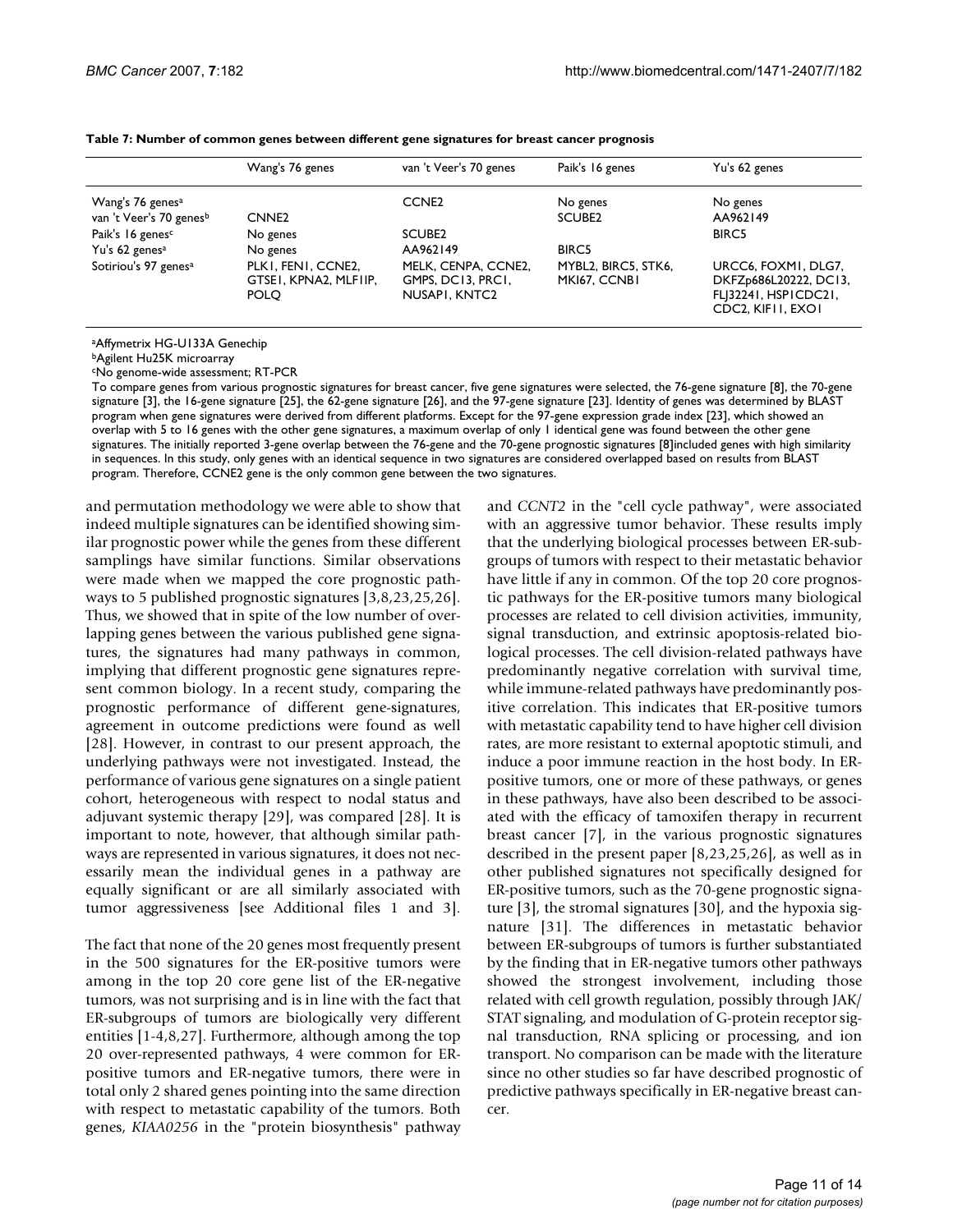**Table 7: Number of common genes between different gene signatures for breast cancer prognosis**

| | Wang's 76 genes | van 't Veer's 70 genes | Paik's 16 genes | Yu's 62 genes |
|---|---|---|---|---|
| Wang's 76 genes[a] | | CCNE2 | No genes | No genes |
| van 't Veer's 70 genes[b] | CNNE2 | | SCUBE2 | AA962149 |
| Paik's 16 genes[c] | No genes | SCUBE2 | | BIRC5 |
| Yu's 62 genes[a] | No genes | AA962149 | BIRC5 | |
| Sotiriou's 97 genes[a] | PLK1, FEN1, CCNE2, GTSE1, KPNA2, MLF1IP, POLQ | MELK, CENPA, CCNE2, GMPS, DC13, PRC1, NUSAP1, KNTC2 | MYBL2, BIRC5, STK6, MKI67, CCNB1 | URCC6, FOXM1, DLG7, DKFZp686L20222, DC13, FLJ32241, HSP1CDC21, CDC2, KIF11, EXO1 |

[a]Affymetrix HG-U133A Genechip
[b]Agilent Hu25K microarray
[c]No genome-wide assessment; RT-PCR
To compare genes from various prognostic signatures for breast cancer, five gene signatures were selected, the 76-gene signature [8], the 70-gene signature [3], the 16-gene signature [25], the 62-gene signature [26], and the 97-gene signature [23]. Identity of genes was determined by BLAST program when gene signatures were derived from different platforms. Except for the 97-gene expression grade index [23], which showed an overlap with 5 to 16 genes with the other gene signatures, a maximum overlap of only 1 identical gene was found between the other gene signatures. The initially reported 3-gene overlap between the 76-gene and the 70-gene prognostic signatures [8]included genes with high similarity in sequences. In this study, only genes with an identical sequence in two signatures are considered overlapped based on results from BLAST program. Therefore, CCNE2 gene is the only common gene between the two signatures.

and permutation methodology we were able to show that indeed multiple signatures can be identified showing similar prognostic power while the genes from these different samplings have similar functions. Similar observations were made when we mapped the core prognostic pathways to 5 published prognostic signatures [3,8,23,25,26]. Thus, we showed that in spite of the low number of overlapping genes between the various published gene signatures, the signatures had many pathways in common, implying that different prognostic gene signatures represent common biology. In a recent study, comparing the prognostic performance of different gene-signatures, agreement in outcome predictions were found as well [28]. However, in contrast to our present approach, the underlying pathways were not investigated. Instead, the performance of various gene signatures on a single patient cohort, heterogeneous with respect to nodal status and adjuvant systemic therapy [29], was compared [28]. It is important to note, however, that although similar pathways are represented in various signatures, it does not necessarily mean the individual genes in a pathway are equally significant or are all similarly associated with tumor aggressiveness [see Additional files 1 and 3].

The fact that none of the 20 genes most frequently present in the 500 signatures for the ER-positive tumors were among in the top 20 core gene list of the ER-negative tumors, was not surprising and is in line with the fact that ER-subgroups of tumors are biologically very different entities [1-4,8,27]. Furthermore, although among the top 20 over-represented pathways, 4 were common for ER-positive tumors and ER-negative tumors, there were in total only 2 shared genes pointing into the same direction with respect to metastatic capability of the tumors. Both genes, *KIAA0256* in the "protein biosynthesis" pathway and *CCNT2* in the "cell cycle pathway", were associated with an aggressive tumor behavior. These results imply that the underlying biological processes between ER-subgroups of tumors with respect to their metastatic behavior have little if any in common. Of the top 20 core prognostic pathways for the ER-positive tumors many biological processes are related to cell division activities, immunity, signal transduction, and extrinsic apoptosis-related biological processes. The cell division-related pathways have predominantly negative correlation with survival time, while immune-related pathways have predominantly positive correlation. This indicates that ER-positive tumors with metastatic capability tend to have higher cell division rates, are more resistant to external apoptotic stimuli, and induce a poor immune reaction in the host body. In ER-positive tumors, one or more of these pathways, or genes in these pathways, have also been described to be associated with the efficacy of tamoxifen therapy in recurrent breast cancer [7], in the various prognostic signatures described in the present paper [8,23,25,26], as well as in other published signatures not specifically designed for ER-positive tumors, such as the 70-gene prognostic signature [3], the stromal signatures [30], and the hypoxia signature [31]. The differences in metastatic behavior between ER-subgroups of tumors is further substantiated by the finding that in ER-negative tumors other pathways showed the strongest involvement, including those related with cell growth regulation, possibly through JAK/STAT signaling, and modulation of G-protein receptor signal transduction, RNA splicing or processing, and ion transport. No comparison can be made with the literature since no other studies so far have described prognostic of predictive pathways specifically in ER-negative breast cancer.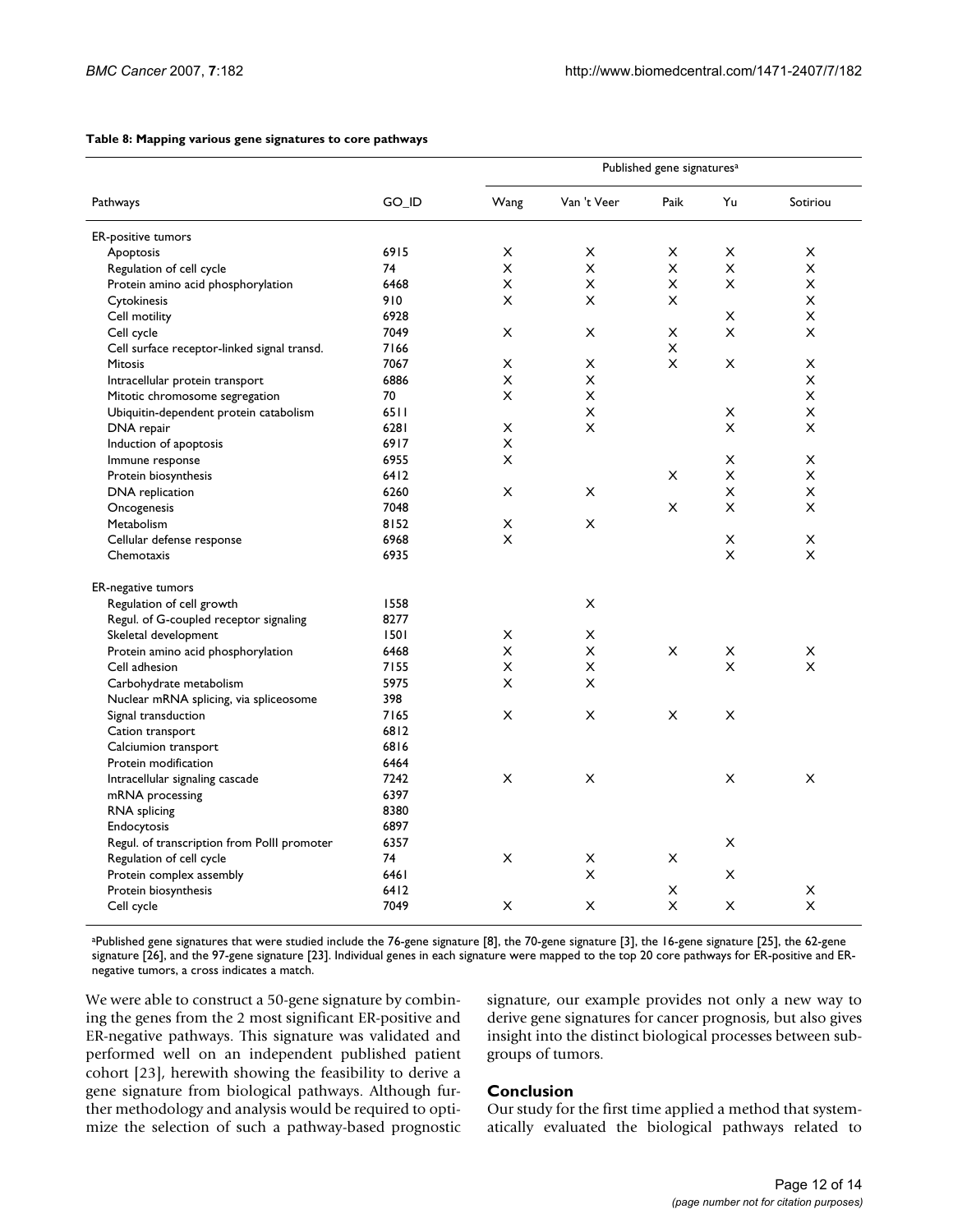**Table 8: Mapping various gene signatures to core pathways**

| Pathways | GO_ID | Published gene signatures[a] | | | | |
|---|---|---|---|---|---|---|
| | | Wang | Van 't Veer | Paik | Yu | Sotiriou |
| ER-positive tumors | | | | | | |
| Apoptosis | 6915 | X | X | X | X | X |
| Regulation of cell cycle | 74 | X | X | X | X | X |
| Protein amino acid phosphorylation | 6468 | X | X | X | X | X |
| Cytokinesis | 910 | X | X | X | | X |
| Cell motility | 6928 | | | | X | X |
| Cell cycle | 7049 | X | X | X | X | X |
| Cell surface receptor-linked signal transd. | 7166 | | | X | | |
| Mitosis | 7067 | X | X | X | X | X |
| Intracellular protein transport | 6886 | X | X | | | X |
| Mitotic chromosome segregation | 70 | X | X | | | X |
| Ubiquitin-dependent protein catabolism | 6511 | | X | | X | X |
| DNA repair | 6281 | X | X | | X | X |
| Induction of apoptosis | 6917 | X | | | | |
| Immune response | 6955 | X | | | X | X |
| Protein biosynthesis | 6412 | | | X | X | X |
| DNA replication | 6260 | X | X | | X | X |
| Oncogenesis | 7048 | | | X | X | X |
| Metabolism | 8152 | X | X | | | |
| Cellular defense response | 6968 | X | | | X | X |
| Chemotaxis | 6935 | | | | X | X |
| ER-negative tumors | | | | | | |
| Regulation of cell growth | 1558 | | X | | | |
| Regul. of G-coupled receptor signaling | 8277 | | | | | |
| Skeletal development | 1501 | X | X | | | |
| Protein amino acid phosphorylation | 6468 | X | X | X | X | X |
| Cell adhesion | 7155 | X | X | | X | X |
| Carbohydrate metabolism | 5975 | X | X | | | |
| Nuclear mRNA splicing, via spliceosome | 398 | | | | | |
| Signal transduction | 7165 | X | X | X | X | |
| Cation transport | 6812 | | | | | |
| Calciumion transport | 6816 | | | | | |
| Protein modification | 6464 | | | | | |
| Intracellular signaling cascade | 7242 | X | X | | X | X |
| mRNA processing | 6397 | | | | | |
| RNA splicing | 8380 | | | | | |
| Endocytosis | 6897 | | | | | |
| Regul. of transcription from PolII promoter | 6357 | | | | X | |
| Regulation of cell cycle | 74 | X | X | X | | |
| Protein complex assembly | 6461 | | X | | X | |
| Protein biosynthesis | 6412 | | | X | | X |
| Cell cycle | 7049 | X | X | X | X | X |

[a]Published gene signatures that were studied include the 76-gene signature [8], the 70-gene signature [3], the 16-gene signature [25], the 62-gene signature [26], and the 97-gene signature [23]. Individual genes in each signature were mapped to the top 20 core pathways for ER-positive and ER-negative tumors, a cross indicates a match.

We were able to construct a 50-gene signature by combining the genes from the 2 most significant ER-positive and ER-negative pathways. This signature was validated and performed well on an independent published patient cohort [23], herewith showing the feasibility to derive a gene signature from biological pathways. Although further methodology and analysis would be required to optimize the selection of such a pathway-based prognostic signature, our example provides not only a new way to derive gene signatures for cancer prognosis, but also gives insight into the distinct biological processes between subgroups of tumors.

## Conclusion

Our study for the first time applied a method that systematically evaluated the biological pathways related to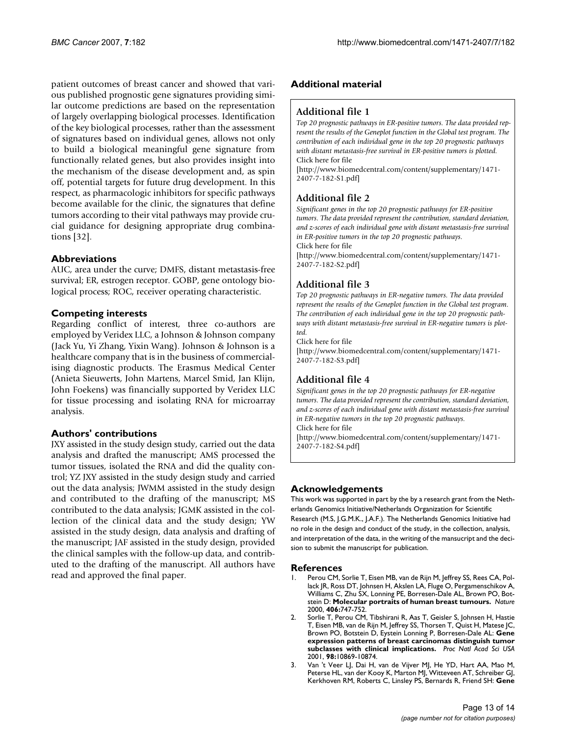patient outcomes of breast cancer and showed that various published prognostic gene signatures providing similar outcome predictions are based on the representation of largely overlapping biological processes. Identification of the key biological processes, rather than the assessment of signatures based on individual genes, allows not only to build a biological meaningful gene signature from functionally related genes, but also provides insight into the mechanism of the disease development and, as spin off, potential targets for future drug development. In this respect, as pharmacologic inhibitors for specific pathways become available for the clinic, the signatures that define tumors according to their vital pathways may provide crucial guidance for designing appropriate drug combinations [32].

## Abbreviations

AUC, area under the curve; DMFS, distant metastasis-free survival; ER, estrogen receptor. GOBP, gene ontology biological process; ROC, receiver operating characteristic.

## Competing interests

Regarding conflict of interest, three co-authors are employed by Veridex LLC, a Johnson & Johnson company (Jack Yu, Yi Zhang, Yixin Wang). Johnson & Johnson is a healthcare company that is in the business of commercialising diagnostic products. The Erasmus Medical Center (Anieta Sieuwerts, John Martens, Marcel Smid, Jan Klijn, John Foekens) was financially supported by Veridex LLC for tissue processing and isolating RNA for microarray analysis.

## Authors' contributions

JXY assisted in the study design study, carried out the data analysis and drafted the manuscript; AMS processed the tumor tissues, isolated the RNA and did the quality control; YZ JXY assisted in the study design study and carried out the data analysis; JWMM assisted in the study design and contributed to the drafting of the manuscript; MS contributed to the data analysis; JGMK assisted in the collection of the clinical data and the study design; YW assisted in the study design, data analysis and drafting of the manuscript; JAF assisted in the study design, provided the clinical samples with the follow-up data, and contributed to the drafting of the manuscript. All authors have read and approved the final paper.

## Additional material

### Additional file 1

*Top 20 prognostic pathways in ER-positive tumors. The data provided represent the results of the Geneplot function in the Global test program. The contribution of each individual gene in the top 20 prognostic pathways with distant metastasis-free survival in ER-positive tumors is plotted.*
Click here for file
[http://www.biomedcentral.com/content/supplementary/1471-2407-7-182-S1.pdf]

### Additional file 2

*Significant genes in the top 20 prognostic pathways for ER-positive tumors. The data provided represent the contribution, standard deviation, and z-scores of each individual gene with distant metastasis-free survival in ER-positive tumors in the top 20 prognostic pathways.*
Click here for file
[http://www.biomedcentral.com/content/supplementary/1471-2407-7-182-S2.pdf]

### Additional file 3

*Top 20 prognostic pathways in ER-negative tumors. The data provided represent the results of the Geneplot function in the Global test program. The contribution of each individual gene in the top 20 prognostic pathways with distant metastasis-free survival in ER-negative tumors is plotted.*
Click here for file
[http://www.biomedcentral.com/content/supplementary/1471-2407-7-182-S3.pdf]

### Additional file 4

*Significant genes in the top 20 prognostic pathways for ER-negative tumors. The data provided represent the contribution, standard deviation, and z-scores of each individual gene with distant metastasis-free survival in ER-negative tumors in the top 20 prognostic pathways.*
Click here for file
[http://www.biomedcentral.com/content/supplementary/1471-2407-7-182-S4.pdf]

## Acknowledgements

This work was supported in part by the by a research grant from the Netherlands Genomics Initiative/Netherlands Organization for Scientific Research (M.S, J.G.M.K., J.A.F.). The Netherlands Genomics Initiative had no role in the design and conduct of the study, in the collection, analysis, and interpretation of the data, in the writing of the mansucript and the decision to submit the manuscript for publication.

## References

1. Perou CM, Sorlie T, Eisen MB, van de Rijn M, Jeffrey SS, Rees CA, Pollack JR, Ross DT, Johnsen H, Akslen LA, Fluge O, Pergamenschikov A, Williams C, Zhu SX, Lonning PE, Borresen-Dale AL, Brown PO, Botstein D: **Molecular portraits of human breast tumours.** *Nature* 2000, **406:**747-752.
2. Sorlie T, Perou CM, Tibshirani R, Aas T, Geisler S, Johnsen H, Hastie T, Eisen MB, van de Rijn M, Jeffrey SS, Thorsen T, Quist H, Matese JC, Brown PO, Botstein D, Eystein Lonning P, Borresen-Dale AL: **Gene expression patterns of breast carcinomas distinguish tumor subclasses with clinical implications.** *Proc Natl Acad Sci USA* 2001, **98:**10869-10874.
3. Van 't Veer LJ, Dai H, van de Vijver MJ, He YD, Hart AA, Mao M, Peterse HL, van der Kooy K, Marton MJ, Witteveen AT, Schreiber GJ, Kerkhoven RM, Roberts C, Linsley PS, Bernards R, Friend SH: **Gene**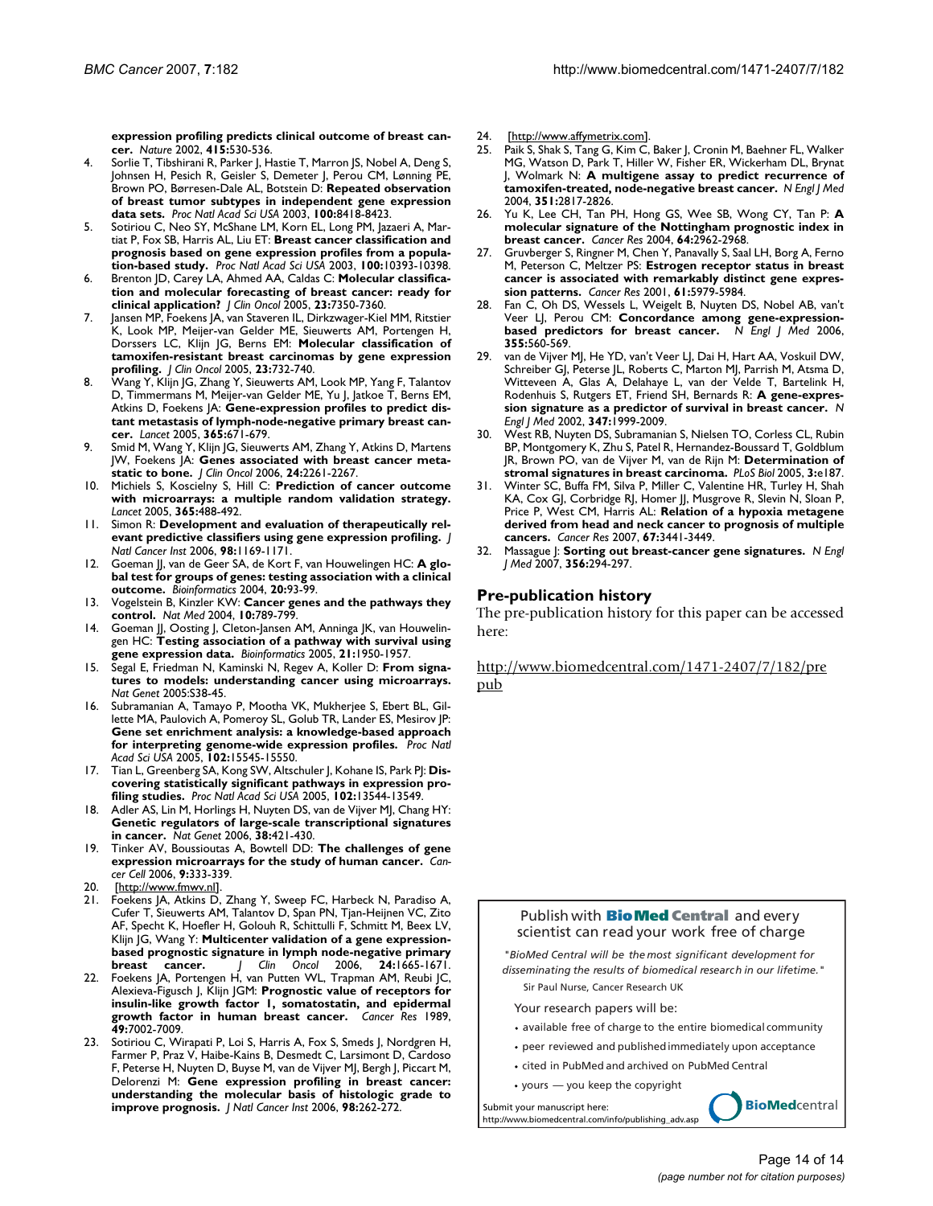**expression profiling predicts clinical outcome of breast cancer.** *Nature* 2002, **415:**530-536.

4. Sorlie T, Tibshirani R, Parker J, Hastie T, Marron JS, Nobel A, Deng S, Johnsen H, Pesich R, Geisler S, Demeter J, Perou CM, Lønning PE, Brown PO, Børresen-Dale AL, Botstein D: **Repeated observation of breast tumor subtypes in independent gene expression data sets.** *Proc Natl Acad Sci USA* 2003, **100:**8418-8423.
5. Sotiriou C, Neo SY, McShane LM, Korn EL, Long PM, Jazaeri A, Martiat P, Fox SB, Harris AL, Liu ET: **Breast cancer classification and prognosis based on gene expression profiles from a population-based study.** *Proc Natl Acad Sci USA* 2003, **100:**10393-10398.
6. Brenton JD, Carey LA, Ahmed AA, Caldas C: **Molecular classification and molecular forecasting of breast cancer: ready for clinical application?** *J Clin Oncol* 2005, **23:**7350-7360.
7. Jansen MP, Foekens JA, van Staveren IL, Dirkzwager-Kiel MM, Ritstier K, Look MP, Meijer-van Gelder ME, Sieuwerts AM, Portengen H, Dorssers LC, Klijn JG, Berns EM: **Molecular classification of tamoxifen-resistant breast carcinomas by gene expression profiling.** *J Clin Oncol* 2005, **23:**732-740.
8. Wang Y, Klijn JG, Zhang Y, Sieuwerts AM, Look MP, Yang F, Talantov D, Timmermans M, Meijer-van Gelder ME, Yu J, Jatkoe T, Berns EM, Atkins D, Foekens JA: **Gene-expression profiles to predict distant metastasis of lymph-node-negative primary breast cancer.** *Lancet* 2005, **365:**671-679.
9. Smid M, Wang Y, Klijn JG, Sieuwerts AM, Zhang Y, Atkins D, Martens JW, Foekens JA: **Genes associated with breast cancer metastatic to bone.** *J Clin Oncol* 2006, **24:**2261-2267.
10. Michiels S, Koscielny S, Hill C: **Prediction of cancer outcome with microarrays: a multiple random validation strategy.** *Lancet* 2005, **365:**488-492.
11. Simon R: **Development and evaluation of therapeutically relevant predictive classifiers using gene expression profiling.** *J Natl Cancer Inst* 2006, **98:**1169-1171.
12. Goeman JJ, van de Geer SA, de Kort F, van Houwelingen HC: **A global test for groups of genes: testing association with a clinical outcome.** *Bioinformatics* 2004, **20:**93-99.
13. Vogelstein B, Kinzler KW: **Cancer genes and the pathways they control.** *Nat Med* 2004, **10:**789-799.
14. Goeman JJ, Oosting J, Cleton-Jansen AM, Anninga JK, van Houwelingen HC: **Testing association of a pathway with survival using gene expression data.** *Bioinformatics* 2005, **21:**1950-1957.
15. Segal E, Friedman N, Kaminski N, Regev A, Koller D: **From signatures to models: understanding cancer using microarrays.** *Nat Genet* 2005:S38-45.
16. Subramanian A, Tamayo P, Mootha VK, Mukherjee S, Ebert BL, Gillette MA, Paulovich A, Pomeroy SL, Golub TR, Lander ES, Mesirov JP: **Gene set enrichment analysis: a knowledge-based approach for interpreting genome-wide expression profiles.** *Proc Natl Acad Sci USA* 2005, **102:**15545-15550.
17. Tian L, Greenberg SA, Kong SW, Altschuler J, Kohane IS, Park PJ: **Discovering statistically significant pathways in expression profiling studies.** *Proc Natl Acad Sci USA* 2005, **102:**13544-13549.
18. Adler AS, Lin M, Horlings H, Nuyten DS, van de Vijver MJ, Chang HY: **Genetic regulators of large-scale transcriptional signatures in cancer.** *Nat Genet* 2006, **38:**421-430.
19. Tinker AV, Boussioutas A, Bowtell DD: **The challenges of gene expression microarrays for the study of human cancer.** *Cancer Cell* 2006, **9:**333-339.
20. [http://www.fmwv.nl].
21. Foekens JA, Atkins D, Zhang Y, Sweep FC, Harbeck N, Paradiso A, Cufer T, Sieuwerts AM, Talantov D, Span PN, Tjan-Heijnen VC, Zito AF, Specht K, Hoefler H, Golouh R, Schittulli F, Schmitt M, Beex LV, Klijn JG, Wang Y: **Multicenter validation of a gene expression-based prognostic signature in lymph node-negative primary breast cancer.** *J Clin Oncol* 2006, **24:**1665-1671.
22. Foekens JA, Portengen H, van Putten WL, Trapman AM, Reubi JC, Alexieva-Figusch J, Klijn JGM: **Prognostic value of receptors for insulin-like growth factor 1, somatostatin, and epidermal growth factor in human breast cancer.** *Cancer Res* 1989, **49:**7002-7009.
23. Sotiriou C, Wirapati P, Loi S, Harris A, Fox S, Smeds J, Nordgren H, Farmer P, Praz V, Haibe-Kains B, Desmedt C, Larsimont D, Cardoso F, Peterse H, Nuyten D, Buyse M, van de Vijver MJ, Bergh J, Piccart M, Delorenzi M: **Gene expression profiling in breast cancer: understanding the molecular basis of histologic grade to improve prognosis.** *J Natl Cancer Inst* 2006, **98:**262-272.
24. [http://www.affymetrix.com].
25. Paik S, Shak S, Tang G, Kim C, Baker J, Cronin M, Baehner FL, Walker MG, Watson D, Park T, Hiller W, Fisher ER, Wickerham DL, Brynat J, Wolmark N: **A multigene assay to predict recurrence of tamoxifen-treated, node-negative breast cancer.** *N Engl J Med* 2004, **351:**2817-2826.
26. Yu K, Lee CH, Tan PH, Hong GS, Wee SB, Wong CY, Tan P: **A molecular signature of the Nottingham prognostic index in breast cancer.** *Cancer Res* 2004, **64:**2962-2968.
27. Gruvberger S, Ringner M, Chen Y, Panavally S, Saal LH, Borg A, Ferno M, Peterson C, Meltzer PS: **Estrogen receptor status in breast cancer is associated with remarkably distinct gene expression patterns.** *Cancer Res* 2001, **61:**5979-5984.
28. Fan C, Oh DS, Wessels L, Weigelt B, Nuyten DS, Nobel AB, van't Veer LJ, Perou CM: **Concordance among gene-expression-based predictors for breast cancer.** *N Engl J Med* 2006, **355:**560-569.
29. van de Vijver MJ, He YD, van't Veer LJ, Dai H, Hart AA, Voskuil DW, Schreiber GJ, Peterse JL, Roberts C, Marton MJ, Parrish M, Atsma D, Witteveen A, Glas A, Delahaye L, van der Velde T, Bartelink H, Rodenhuis S, Rutgers ET, Friend SH, Bernards R: **A gene-expression signature as a predictor of survival in breast cancer.** *N Engl J Med* 2002, **347:**1999-2009.
30. West RB, Nuyten DS, Subramanian S, Nielsen TO, Corless CL, Rubin BP, Montgomery K, Zhu S, Patel R, Hernandez-Boussard T, Goldblum JR, Brown PO, van de Vijver M, van de Rijn M: **Determination of stromal signatures in breast carcinoma.** *PLoS Biol* 2005, **3:**e187.
31. Winter SC, Buffa FM, Silva P, Miller C, Valentine HR, Turley H, Shah KA, Cox GJ, Corbridge RJ, Homer JJ, Musgrove B, Slevin N, Sloan P, Price P, West CM, Harris AL: **Relation of a hypoxia metagene derived from head and neck cancer to prognosis of multiple cancers.** *Cancer Res* 2007, **67:**3441-3449.
32. Massague J: **Sorting out breast-cancer gene signatures.** *N Engl J Med* 2007, **356:**294-297.

## Pre-publication history

The pre-publication history for this paper can be accessed here:

http://www.biomedcentral.com/1471-2407/7/182/prepub

Publish with **BioMed Central** and every scientist can read your work free of charge

*"BioMed Central will be the most significant development for disseminating the results of biomedical research in our lifetime."*

Sir Paul Nurse, Cancer Research UK

Your research papers will be:

- available free of charge to the entire biomedical community
- peer reviewed and published immediately upon acceptance
- cited in PubMed and archived on PubMed Central
- yours — you keep the copyright

Submit your manuscript here:
http://www.biomedcentral.com/info/publishing_adv.asp

BioMedcentral